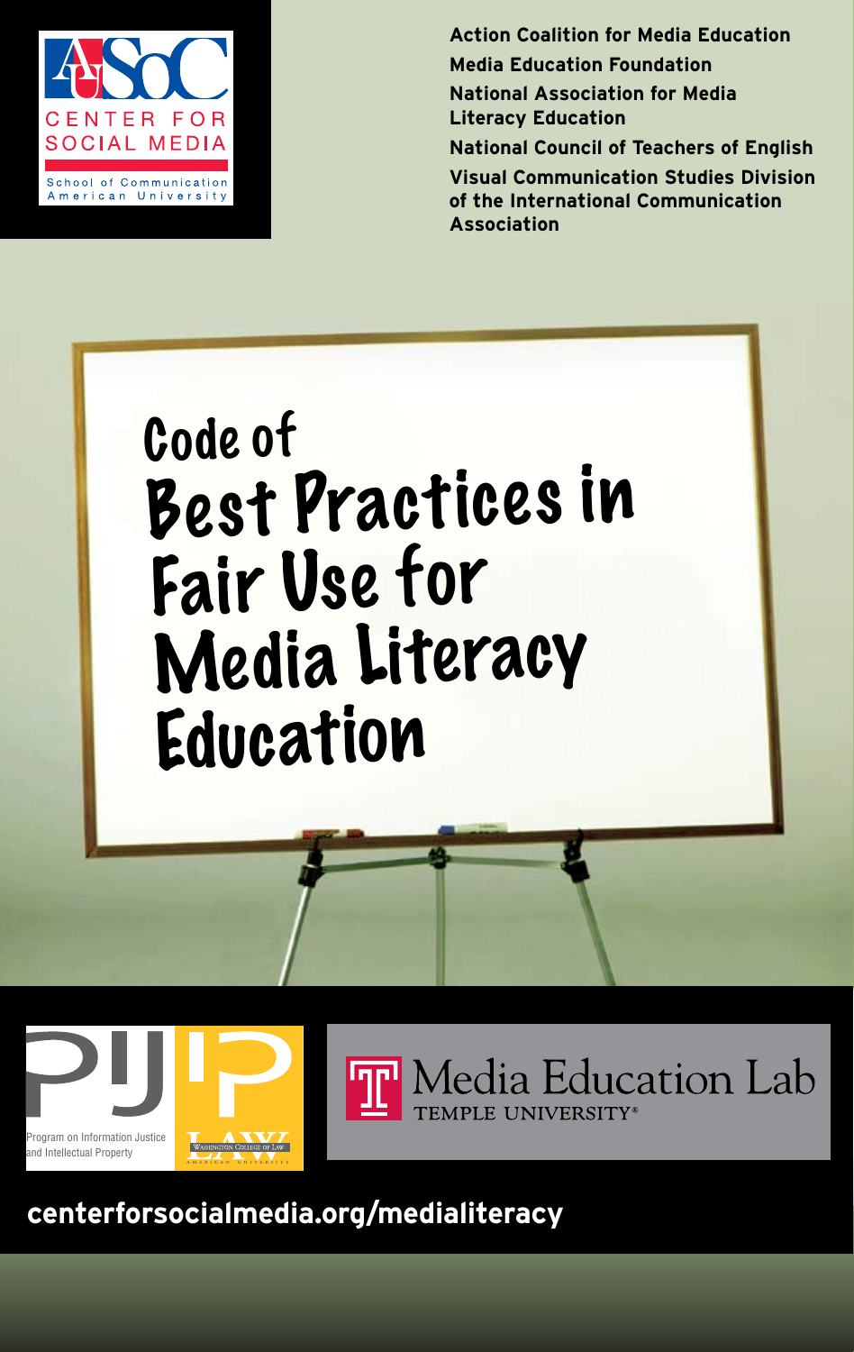CENTER FOR SOCIAL MEDIA

School of Communication
American University

**Action Coalition for Media Education**

**Media Education Foundation**

**National Association for Media Literacy Education**

**National Council of Teachers of English**

**Visual Communication Studies Division of the International Communication Association**

# Code of Best Practices in Fair Use for Media Literacy Education

Program on Information Justice and Intellectual Property

Washington College of Law, American University

Media Education Lab, Temple University®

**centerforsocialmedia.org/medialiteracy**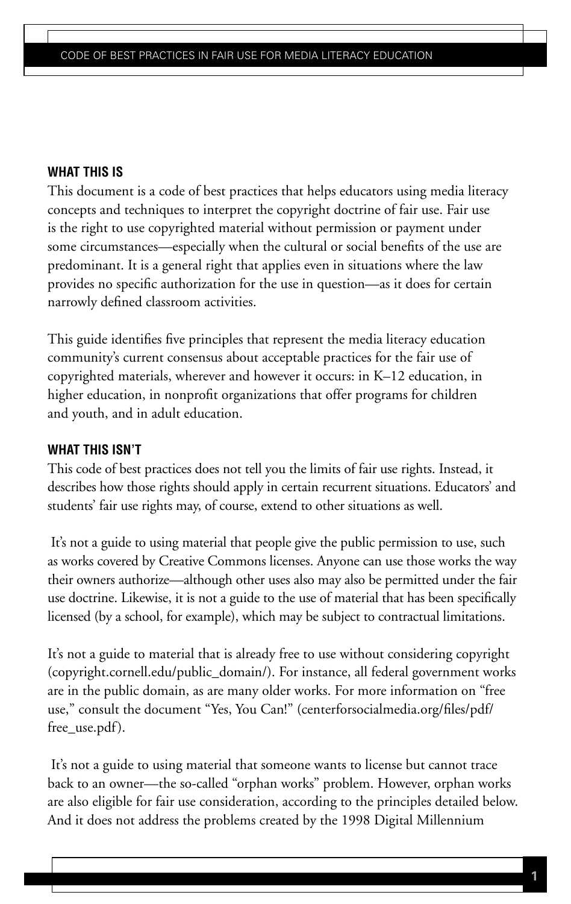## WHAT THIS IS

This document is a code of best practices that helps educators using media literacy concepts and techniques to interpret the copyright doctrine of fair use. Fair use is the right to use copyrighted material without permission or payment under some circumstances—especially when the cultural or social benefits of the use are predominant. It is a general right that applies even in situations where the law provides no specific authorization for the use in question—as it does for certain narrowly defined classroom activities.

This guide identifies five principles that represent the media literacy education community's current consensus about acceptable practices for the fair use of copyrighted materials, wherever and however it occurs: in K–12 education, in higher education, in nonprofit organizations that offer programs for children and youth, and in adult education.

## WHAT THIS ISN'T

This code of best practices does not tell you the limits of fair use rights. Instead, it describes how those rights should apply in certain recurrent situations. Educators' and students' fair use rights may, of course, extend to other situations as well.

It's not a guide to using material that people give the public permission to use, such as works covered by Creative Commons licenses. Anyone can use those works the way their owners authorize—although other uses also may also be permitted under the fair use doctrine. Likewise, it is not a guide to the use of material that has been specifically licensed (by a school, for example), which may be subject to contractual limitations.

It's not a guide to material that is already free to use without considering copyright (copyright.cornell.edu/public_domain/). For instance, all federal government works are in the public domain, as are many older works. For more information on "free use," consult the document "Yes, You Can!" (centerforsocialmedia.org/files/pdf/free_use.pdf).

It's not a guide to using material that someone wants to license but cannot trace back to an owner—the so-called "orphan works" problem. However, orphan works are also eligible for fair use consideration, according to the principles detailed below. And it does not address the problems created by the 1998 Digital Millennium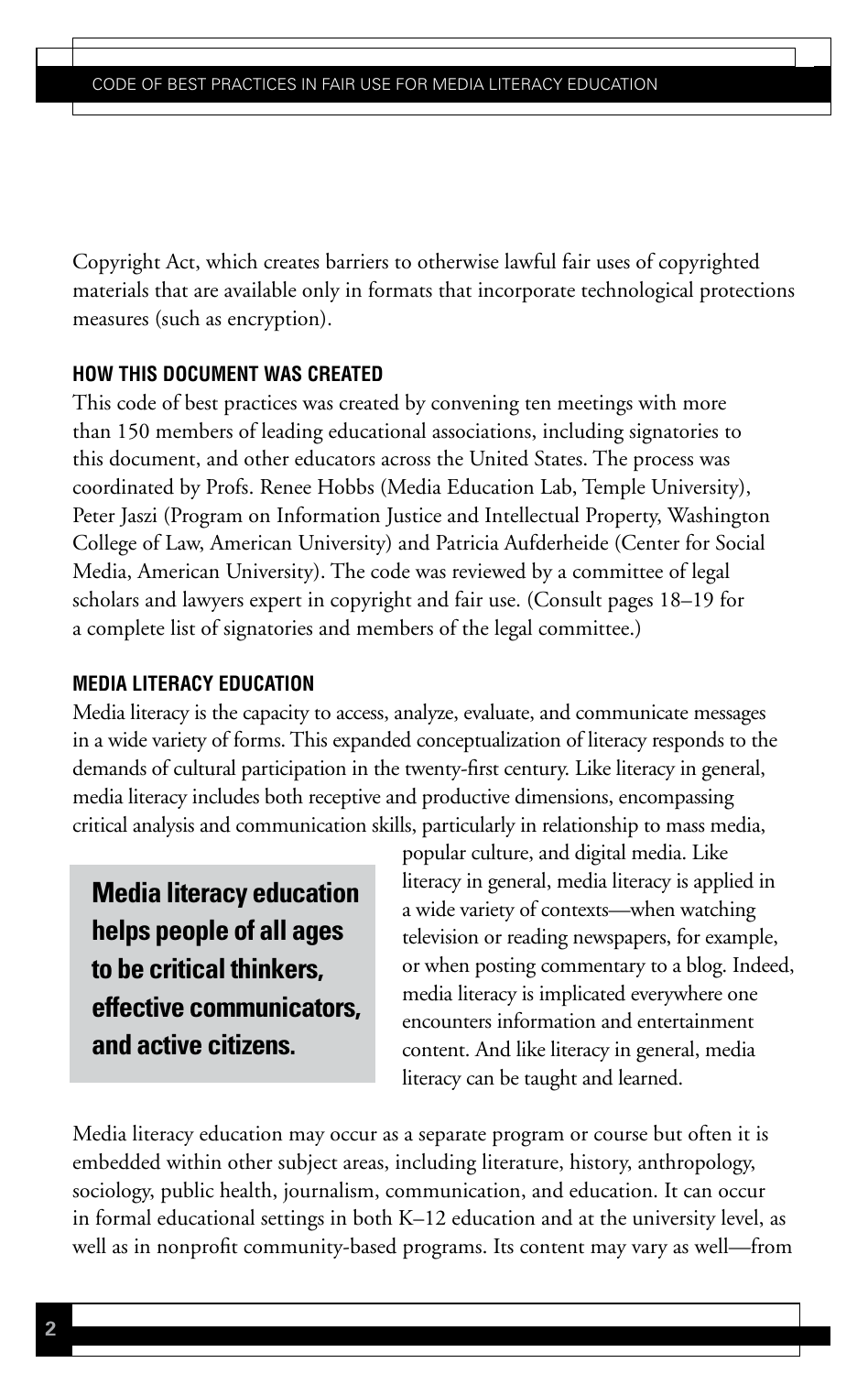Copyright Act, which creates barriers to otherwise lawful fair uses of copyrighted materials that are available only in formats that incorporate technological protections measures (such as encryption).

## HOW THIS DOCUMENT WAS CREATED

This code of best practices was created by convening ten meetings with more than 150 members of leading educational associations, including signatories to this document, and other educators across the United States. The process was coordinated by Profs. Renee Hobbs (Media Education Lab, Temple University), Peter Jaszi (Program on Information Justice and Intellectual Property, Washington College of Law, American University) and Patricia Aufderheide (Center for Social Media, American University). The code was reviewed by a committee of legal scholars and lawyers expert in copyright and fair use. (Consult pages 18–19 for a complete list of signatories and members of the legal committee.)

## MEDIA LITERACY EDUCATION

Media literacy is the capacity to access, analyze, evaluate, and communicate messages in a wide variety of forms. This expanded conceptualization of literacy responds to the demands of cultural participation in the twenty-first century. Like literacy in general, media literacy includes both receptive and productive dimensions, encompassing critical analysis and communication skills, particularly in relationship to mass media, popular culture, and digital media. Like literacy in general, media literacy is applied in a wide variety of contexts—when watching television or reading newspapers, for example, or when posting commentary to a blog. Indeed, media literacy is implicated everywhere one encounters information and entertainment content. And like literacy in general, media literacy can be taught and learned.

> **Media literacy education helps people of all ages to be critical thinkers, effective communicators, and active citizens.**

Media literacy education may occur as a separate program or course but often it is embedded within other subject areas, including literature, history, anthropology, sociology, public health, journalism, communication, and education. It can occur in formal educational settings in both K–12 education and at the university level, as well as in nonprofit community-based programs. Its content may vary as well—from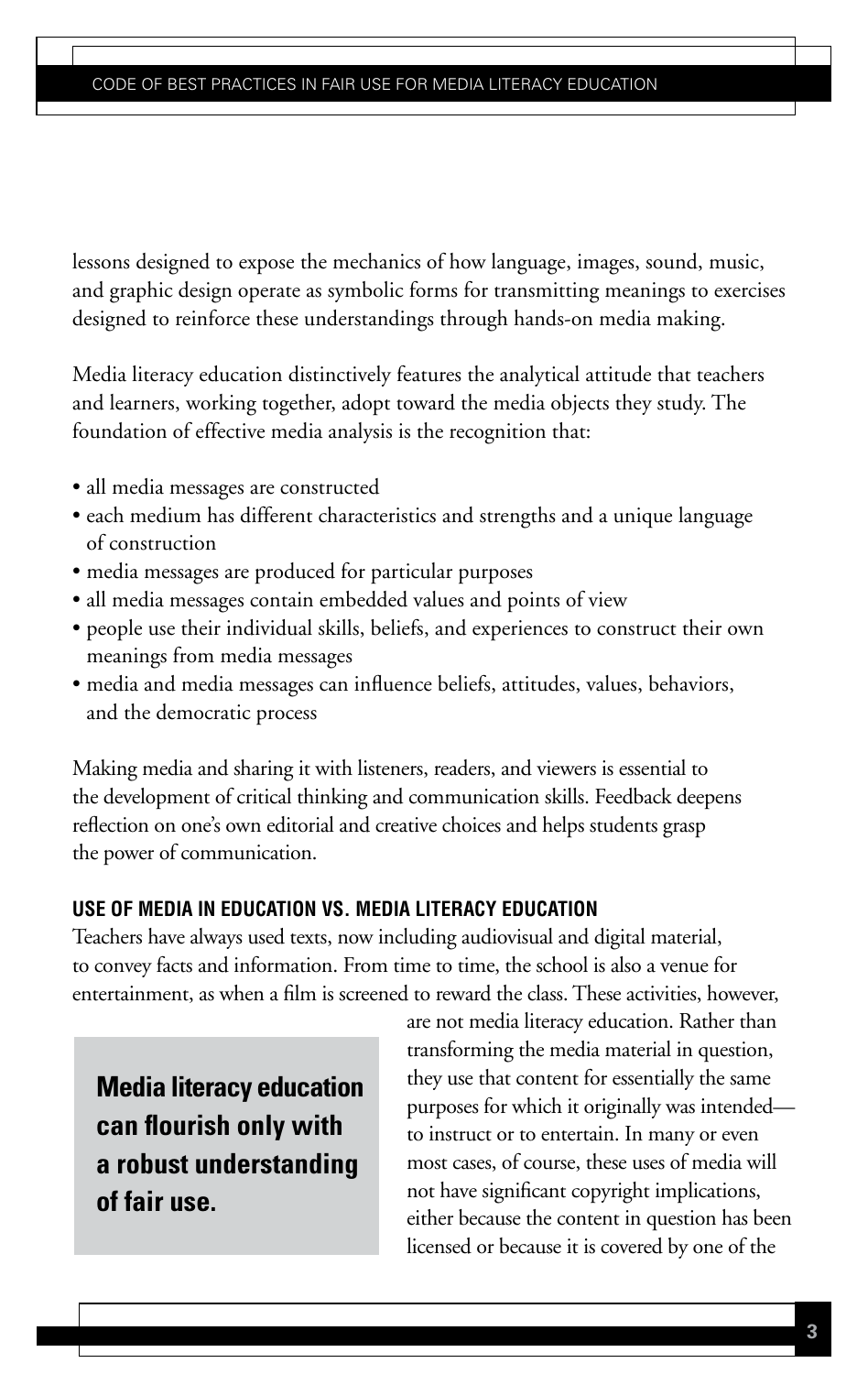lessons designed to expose the mechanics of how language, images, sound, music, and graphic design operate as symbolic forms for transmitting meanings to exercises designed to reinforce these understandings through hands-on media making.

Media literacy education distinctively features the analytical attitude that teachers and learners, working together, adopt toward the media objects they study. The foundation of effective media analysis is the recognition that:

- all media messages are constructed
- each medium has different characteristics and strengths and a unique language of construction
- media messages are produced for particular purposes
- all media messages contain embedded values and points of view
- people use their individual skills, beliefs, and experiences to construct their own meanings from media messages
- media and media messages can influence beliefs, attitudes, values, behaviors, and the democratic process

Making media and sharing it with listeners, readers, and viewers is essential to the development of critical thinking and communication skills. Feedback deepens reflection on one's own editorial and creative choices and helps students grasp the power of communication.

### USE OF MEDIA IN EDUCATION VS. MEDIA LITERACY EDUCATION

Teachers have always used texts, now including audiovisual and digital material, to convey facts and information. From time to time, the school is also a venue for entertainment, as when a film is screened to reward the class. These activities, however, are not media literacy education. Rather than transforming the media material in question, they use that content for essentially the same purposes for which it originally was intended—to instruct or to entertain. In many or even most cases, of course, these uses of media will not have significant copyright implications, either because the content in question has been licensed or because it is covered by one of the

> **Media literacy education can flourish only with a robust understanding of fair use.**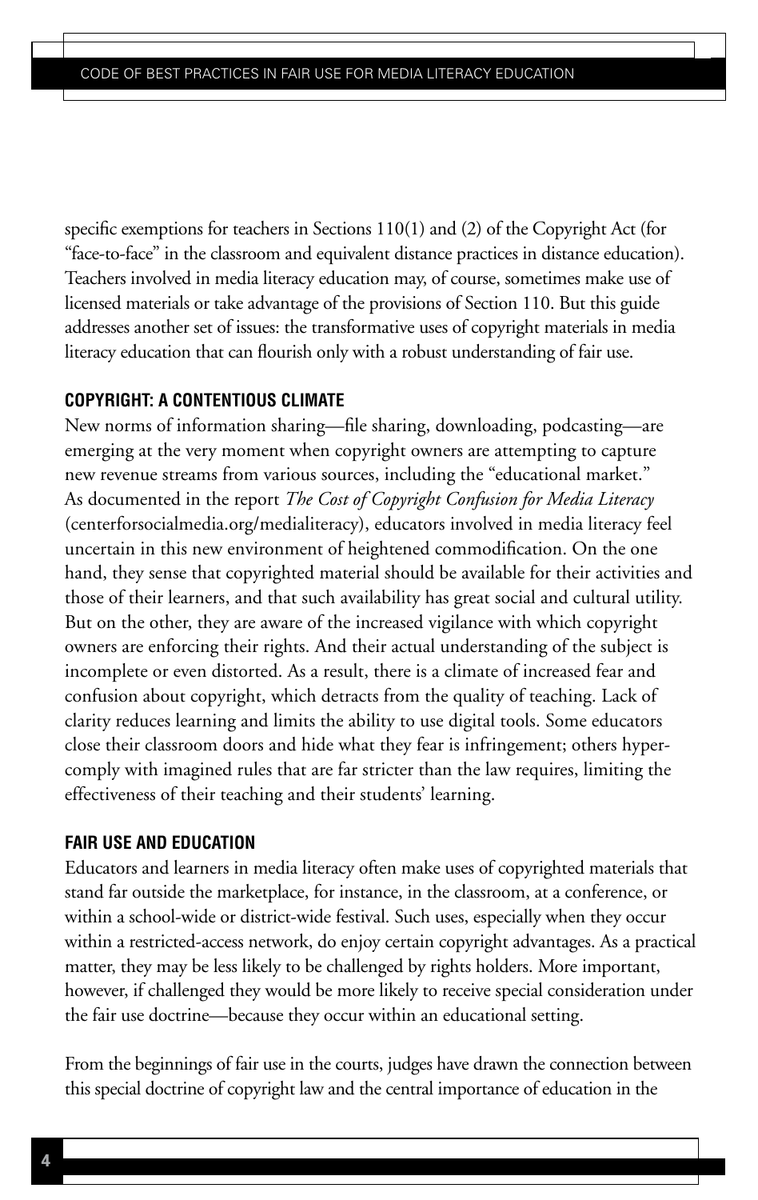specific exemptions for teachers in Sections 110(1) and (2) of the Copyright Act (for "face-to-face" in the classroom and equivalent distance practices in distance education). Teachers involved in media literacy education may, of course, sometimes make use of licensed materials or take advantage of the provisions of Section 110. But this guide addresses another set of issues: the transformative uses of copyright materials in media literacy education that can flourish only with a robust understanding of fair use.

### COPYRIGHT: A CONTENTIOUS CLIMATE

New norms of information sharing—file sharing, downloading, podcasting—are emerging at the very moment when copyright owners are attempting to capture new revenue streams from various sources, including the "educational market." As documented in the report *The Cost of Copyright Confusion for Media Literacy* (centerforsocialmedia.org/medialiteracy), educators involved in media literacy feel uncertain in this new environment of heightened commodification. On the one hand, they sense that copyrighted material should be available for their activities and those of their learners, and that such availability has great social and cultural utility. But on the other, they are aware of the increased vigilance with which copyright owners are enforcing their rights. And their actual understanding of the subject is incomplete or even distorted. As a result, there is a climate of increased fear and confusion about copyright, which detracts from the quality of teaching. Lack of clarity reduces learning and limits the ability to use digital tools. Some educators close their classroom doors and hide what they fear is infringement; others hyper-comply with imagined rules that are far stricter than the law requires, limiting the effectiveness of their teaching and their students' learning.

### FAIR USE AND EDUCATION

Educators and learners in media literacy often make uses of copyrighted materials that stand far outside the marketplace, for instance, in the classroom, at a conference, or within a school-wide or district-wide festival. Such uses, especially when they occur within a restricted-access network, do enjoy certain copyright advantages. As a practical matter, they may be less likely to be challenged by rights holders. More important, however, if challenged they would be more likely to receive special consideration under the fair use doctrine—because they occur within an educational setting.

From the beginnings of fair use in the courts, judges have drawn the connection between this special doctrine of copyright law and the central importance of education in the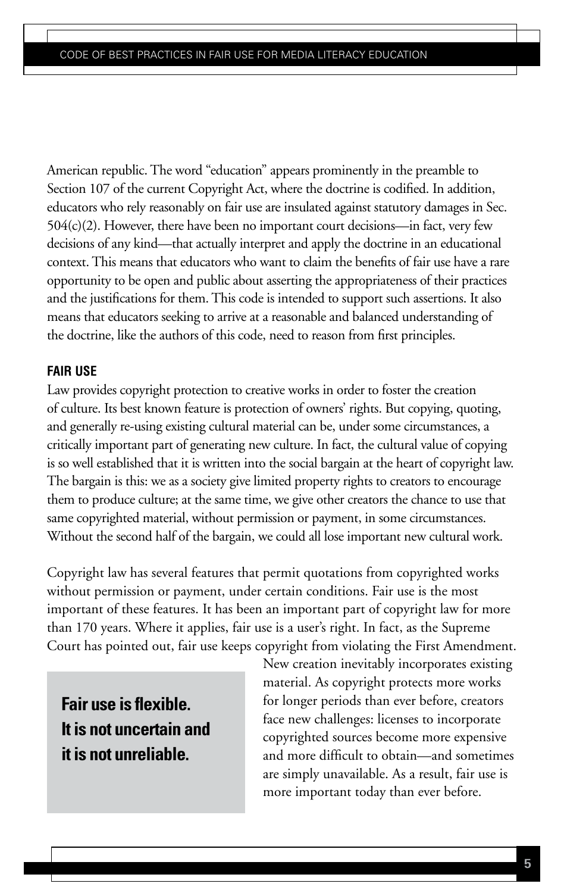American republic. The word "education" appears prominently in the preamble to Section 107 of the current Copyright Act, where the doctrine is codified. In addition, educators who rely reasonably on fair use are insulated against statutory damages in Sec. 504(c)(2). However, there have been no important court decisions—in fact, very few decisions of any kind—that actually interpret and apply the doctrine in an educational context. This means that educators who want to claim the benefits of fair use have a rare opportunity to be open and public about asserting the appropriateness of their practices and the justifications for them. This code is intended to support such assertions. It also means that educators seeking to arrive at a reasonable and balanced understanding of the doctrine, like the authors of this code, need to reason from first principles.

## FAIR USE

Law provides copyright protection to creative works in order to foster the creation of culture. Its best known feature is protection of owners' rights. But copying, quoting, and generally re-using existing cultural material can be, under some circumstances, a critically important part of generating new culture. In fact, the cultural value of copying is so well established that it is written into the social bargain at the heart of copyright law. The bargain is this: we as a society give limited property rights to creators to encourage them to produce culture; at the same time, we give other creators the chance to use that same copyrighted material, without permission or payment, in some circumstances. Without the second half of the bargain, we could all lose important new cultural work.

Copyright law has several features that permit quotations from copyrighted works without permission or payment, under certain conditions. Fair use is the most important of these features. It has been an important part of copyright law for more than 170 years. Where it applies, fair use is a user's right. In fact, as the Supreme Court has pointed out, fair use keeps copyright from violating the First Amendment. New creation inevitably incorporates existing material. As copyright protects more works for longer periods than ever before, creators face new challenges: licenses to incorporate copyrighted sources become more expensive and more difficult to obtain—and sometimes are simply unavailable. As a result, fair use is more important today than ever before.

**Fair use is flexible. It is not uncertain and it is not unreliable.**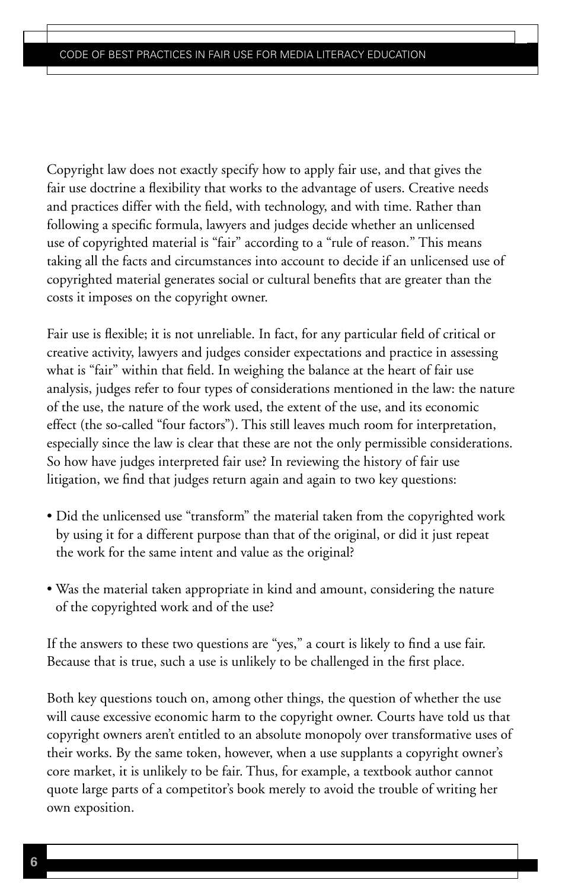Copyright law does not exactly specify how to apply fair use, and that gives the fair use doctrine a flexibility that works to the advantage of users. Creative needs and practices differ with the field, with technology, and with time. Rather than following a specific formula, lawyers and judges decide whether an unlicensed use of copyrighted material is "fair" according to a "rule of reason." This means taking all the facts and circumstances into account to decide if an unlicensed use of copyrighted material generates social or cultural benefits that are greater than the costs it imposes on the copyright owner.

Fair use is flexible; it is not unreliable. In fact, for any particular field of critical or creative activity, lawyers and judges consider expectations and practice in assessing what is "fair" within that field. In weighing the balance at the heart of fair use analysis, judges refer to four types of considerations mentioned in the law: the nature of the use, the nature of the work used, the extent of the use, and its economic effect (the so-called "four factors"). This still leaves much room for interpretation, especially since the law is clear that these are not the only permissible considerations. So how have judges interpreted fair use? In reviewing the history of fair use litigation, we find that judges return again and again to two key questions:

- Did the unlicensed use "transform" the material taken from the copyrighted work by using it for a different purpose than that of the original, or did it just repeat the work for the same intent and value as the original?
- Was the material taken appropriate in kind and amount, considering the nature of the copyrighted work and of the use?

If the answers to these two questions are "yes," a court is likely to find a use fair. Because that is true, such a use is unlikely to be challenged in the first place.

Both key questions touch on, among other things, the question of whether the use will cause excessive economic harm to the copyright owner. Courts have told us that copyright owners aren't entitled to an absolute monopoly over transformative uses of their works. By the same token, however, when a use supplants a copyright owner's core market, it is unlikely to be fair. Thus, for example, a textbook author cannot quote large parts of a competitor's book merely to avoid the trouble of writing her own exposition.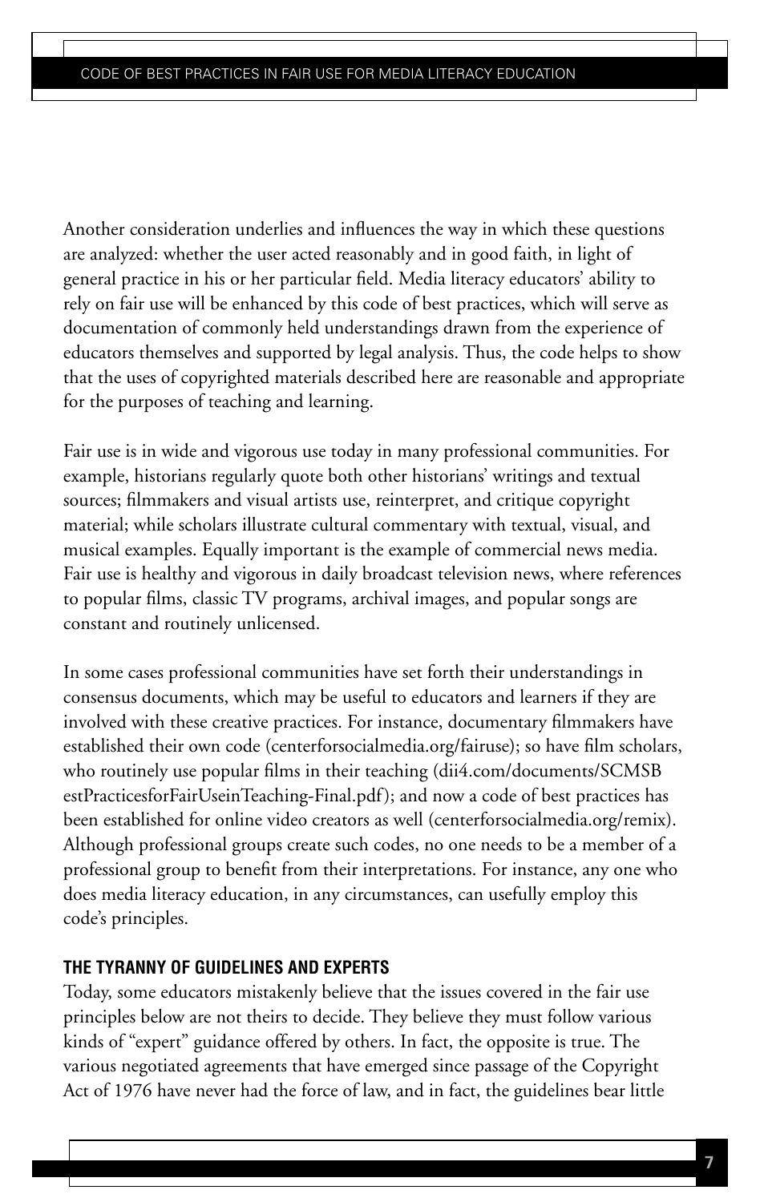Another consideration underlies and influences the way in which these questions are analyzed: whether the user acted reasonably and in good faith, in light of general practice in his or her particular field. Media literacy educators' ability to rely on fair use will be enhanced by this code of best practices, which will serve as documentation of commonly held understandings drawn from the experience of educators themselves and supported by legal analysis. Thus, the code helps to show that the uses of copyrighted materials described here are reasonable and appropriate for the purposes of teaching and learning.

Fair use is in wide and vigorous use today in many professional communities. For example, historians regularly quote both other historians' writings and textual sources; filmmakers and visual artists use, reinterpret, and critique copyright material; while scholars illustrate cultural commentary with textual, visual, and musical examples. Equally important is the example of commercial news media. Fair use is healthy and vigorous in daily broadcast television news, where references to popular films, classic TV programs, archival images, and popular songs are constant and routinely unlicensed.

In some cases professional communities have set forth their understandings in consensus documents, which may be useful to educators and learners if they are involved with these creative practices. For instance, documentary filmmakers have established their own code (centerforsocialmedia.org/fairuse); so have film scholars, who routinely use popular films in their teaching (dii4.com/documents/SCMSBestPracticesforFairUseinTeaching-Final.pdf); and now a code of best practices has been established for online video creators as well (centerforsocialmedia.org/remix). Although professional groups create such codes, no one needs to be a member of a professional group to benefit from their interpretations. For instance, any one who does media literacy education, in any circumstances, can usefully employ this code's principles.

### THE TYRANNY OF GUIDELINES AND EXPERTS

Today, some educators mistakenly believe that the issues covered in the fair use principles below are not theirs to decide. They believe they must follow various kinds of "expert" guidance offered by others. In fact, the opposite is true. The various negotiated agreements that have emerged since passage of the Copyright Act of 1976 have never had the force of law, and in fact, the guidelines bear little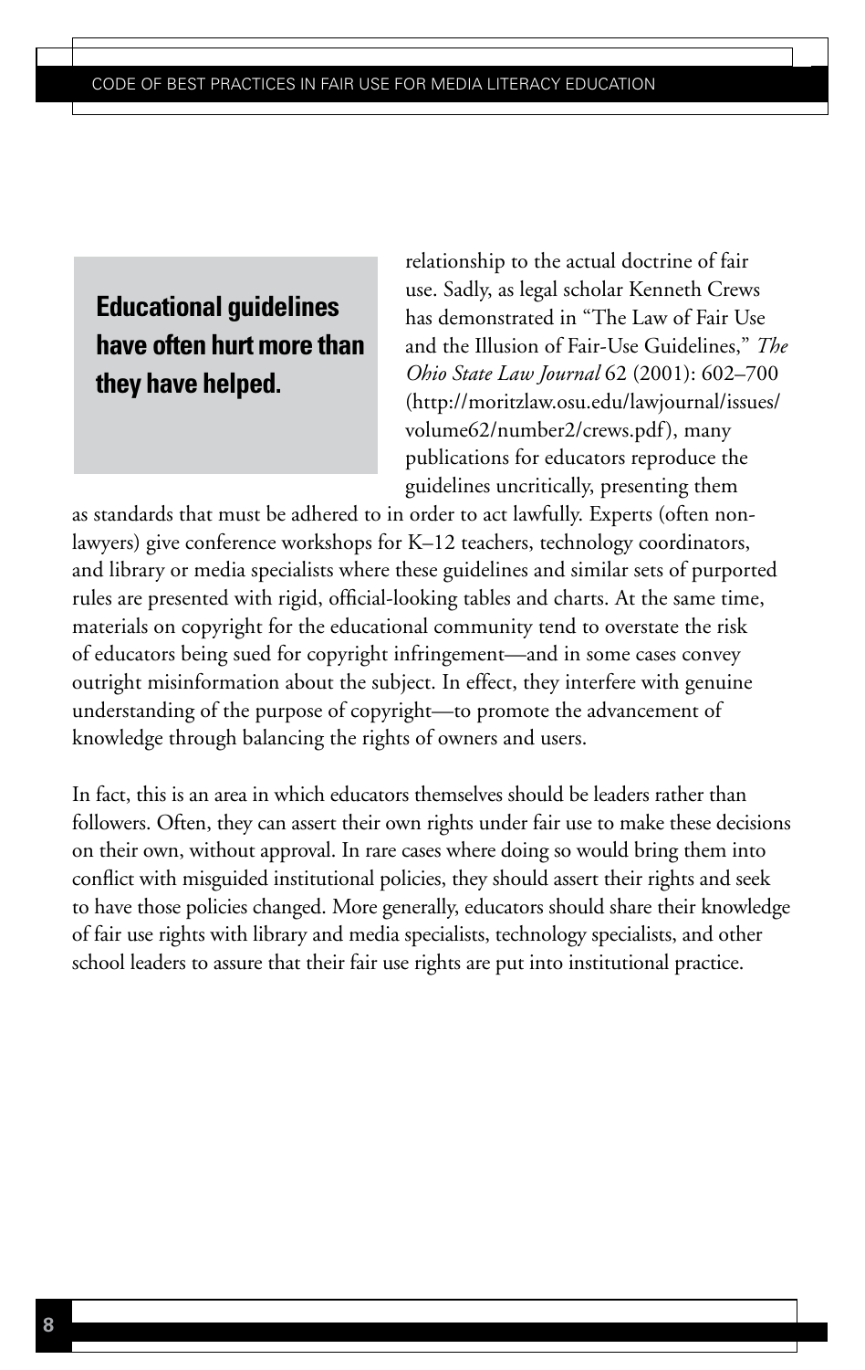**Educational guidelines have often hurt more than they have helped.**

relationship to the actual doctrine of fair use. Sadly, as legal scholar Kenneth Crews has demonstrated in "The Law of Fair Use and the Illusion of Fair-Use Guidelines," *The Ohio State Law Journal* 62 (2001): 602–700 (http://moritzlaw.osu.edu/lawjournal/issues/volume62/number2/crews.pdf), many publications for educators reproduce the guidelines uncritically, presenting them as standards that must be adhered to in order to act lawfully. Experts (often non-lawyers) give conference workshops for K–12 teachers, technology coordinators, and library or media specialists where these guidelines and similar sets of purported rules are presented with rigid, official-looking tables and charts. At the same time, materials on copyright for the educational community tend to overstate the risk of educators being sued for copyright infringement—and in some cases convey outright misinformation about the subject. In effect, they interfere with genuine understanding of the purpose of copyright—to promote the advancement of knowledge through balancing the rights of owners and users.

In fact, this is an area in which educators themselves should be leaders rather than followers. Often, they can assert their own rights under fair use to make these decisions on their own, without approval. In rare cases where doing so would bring them into conflict with misguided institutional policies, they should assert their rights and seek to have those policies changed. More generally, educators should share their knowledge of fair use rights with library and media specialists, technology specialists, and other school leaders to assure that their fair use rights are put into institutional practice.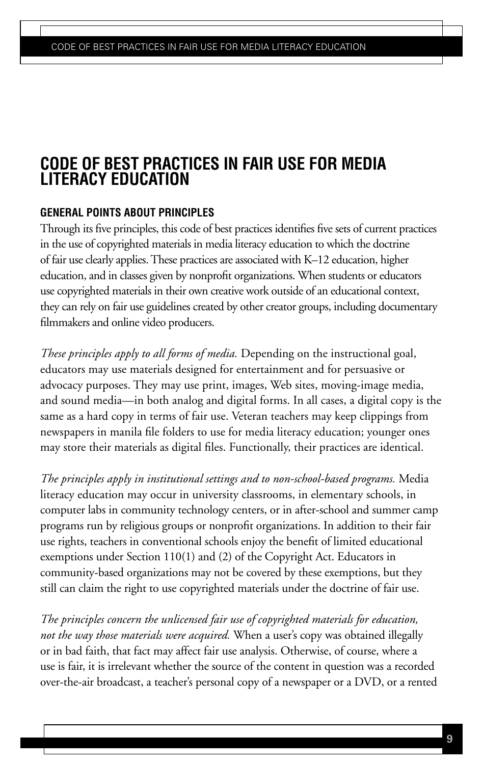# CODE OF BEST PRACTICES IN FAIR USE FOR MEDIA LITERACY EDUCATION

## GENERAL POINTS ABOUT PRINCIPLES

Through its five principles, this code of best practices identifies five sets of current practices in the use of copyrighted materials in media literacy education to which the doctrine of fair use clearly applies. These practices are associated with K–12 education, higher education, and in classes given by nonprofit organizations. When students or educators use copyrighted materials in their own creative work outside of an educational context, they can rely on fair use guidelines created by other creator groups, including documentary filmmakers and online video producers.

*These principles apply to all forms of media.* Depending on the instructional goal, educators may use materials designed for entertainment and for persuasive or advocacy purposes. They may use print, images, Web sites, moving-image media, and sound media—in both analog and digital forms. In all cases, a digital copy is the same as a hard copy in terms of fair use. Veteran teachers may keep clippings from newspapers in manila file folders to use for media literacy education; younger ones may store their materials as digital files. Functionally, their practices are identical.

*The principles apply in institutional settings and to non-school-based programs.* Media literacy education may occur in university classrooms, in elementary schools, in computer labs in community technology centers, or in after-school and summer camp programs run by religious groups or nonprofit organizations. In addition to their fair use rights, teachers in conventional schools enjoy the benefit of limited educational exemptions under Section 110(1) and (2) of the Copyright Act. Educators in community-based organizations may not be covered by these exemptions, but they still can claim the right to use copyrighted materials under the doctrine of fair use.

*The principles concern the unlicensed fair use of copyrighted materials for education, not the way those materials were acquired.* When a user's copy was obtained illegally or in bad faith, that fact may affect fair use analysis. Otherwise, of course, where a use is fair, it is irrelevant whether the source of the content in question was a recorded over-the-air broadcast, a teacher's personal copy of a newspaper or a DVD, or a rented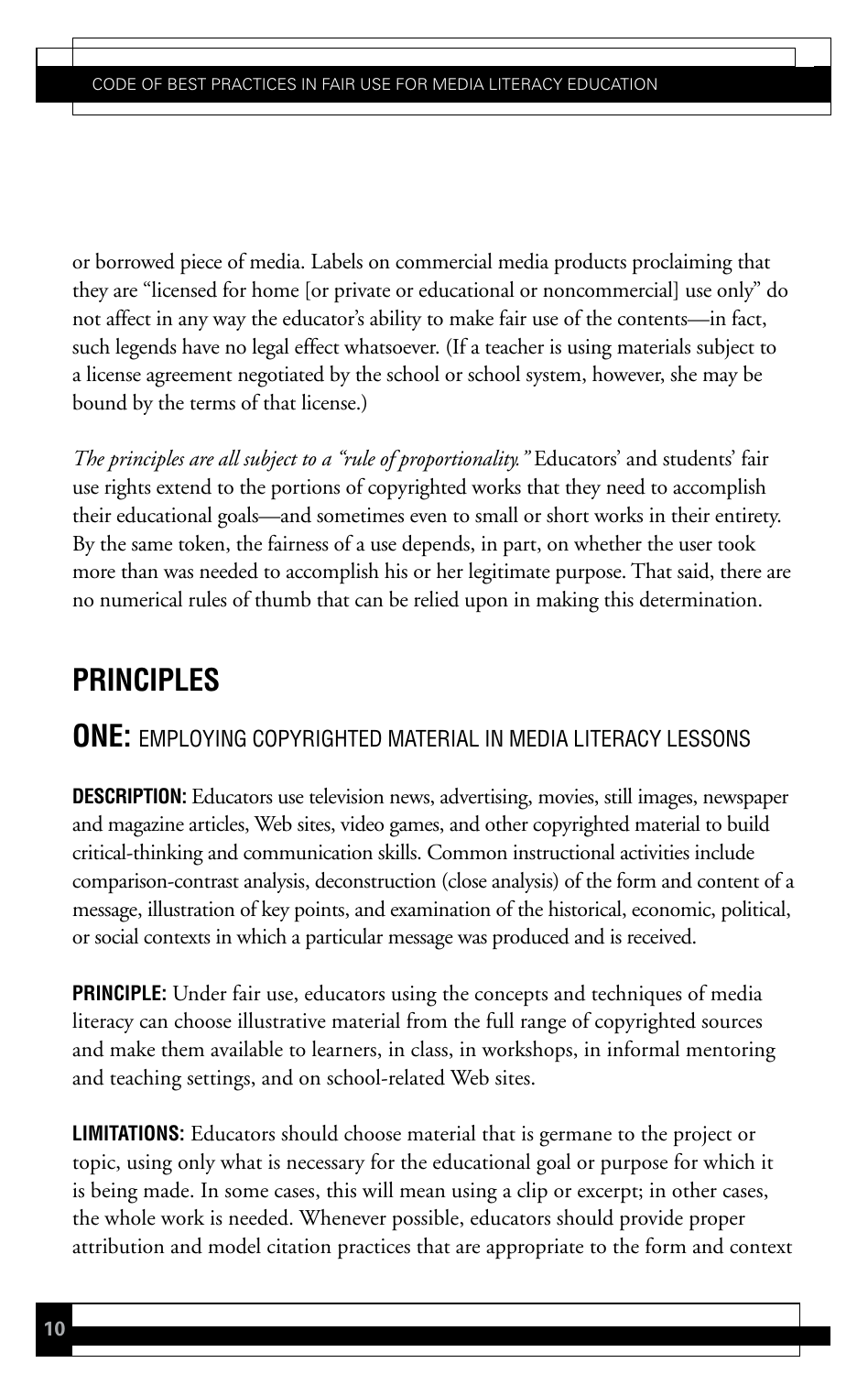or borrowed piece of media. Labels on commercial media products proclaiming that they are "licensed for home [or private or educational or noncommercial] use only" do not affect in any way the educator's ability to make fair use of the contents—in fact, such legends have no legal effect whatsoever. (If a teacher is using materials subject to a license agreement negotiated by the school or school system, however, she may be bound by the terms of that license.)

*The principles are all subject to a "rule of proportionality."* Educators' and students' fair use rights extend to the portions of copyrighted works that they need to accomplish their educational goals—and sometimes even to small or short works in their entirety. By the same token, the fairness of a use depends, in part, on whether the user took more than was needed to accomplish his or her legitimate purpose. That said, there are no numerical rules of thumb that can be relied upon in making this determination.

# PRINCIPLES

## ONE: EMPLOYING COPYRIGHTED MATERIAL IN MEDIA LITERACY LESSONS

**DESCRIPTION:** Educators use television news, advertising, movies, still images, newspaper and magazine articles, Web sites, video games, and other copyrighted material to build critical-thinking and communication skills. Common instructional activities include comparison-contrast analysis, deconstruction (close analysis) of the form and content of a message, illustration of key points, and examination of the historical, economic, political, or social contexts in which a particular message was produced and is received.

**PRINCIPLE:** Under fair use, educators using the concepts and techniques of media literacy can choose illustrative material from the full range of copyrighted sources and make them available to learners, in class, in workshops, in informal mentoring and teaching settings, and on school-related Web sites.

**LIMITATIONS:** Educators should choose material that is germane to the project or topic, using only what is necessary for the educational goal or purpose for which it is being made. In some cases, this will mean using a clip or excerpt; in other cases, the whole work is needed. Whenever possible, educators should provide proper attribution and model citation practices that are appropriate to the form and context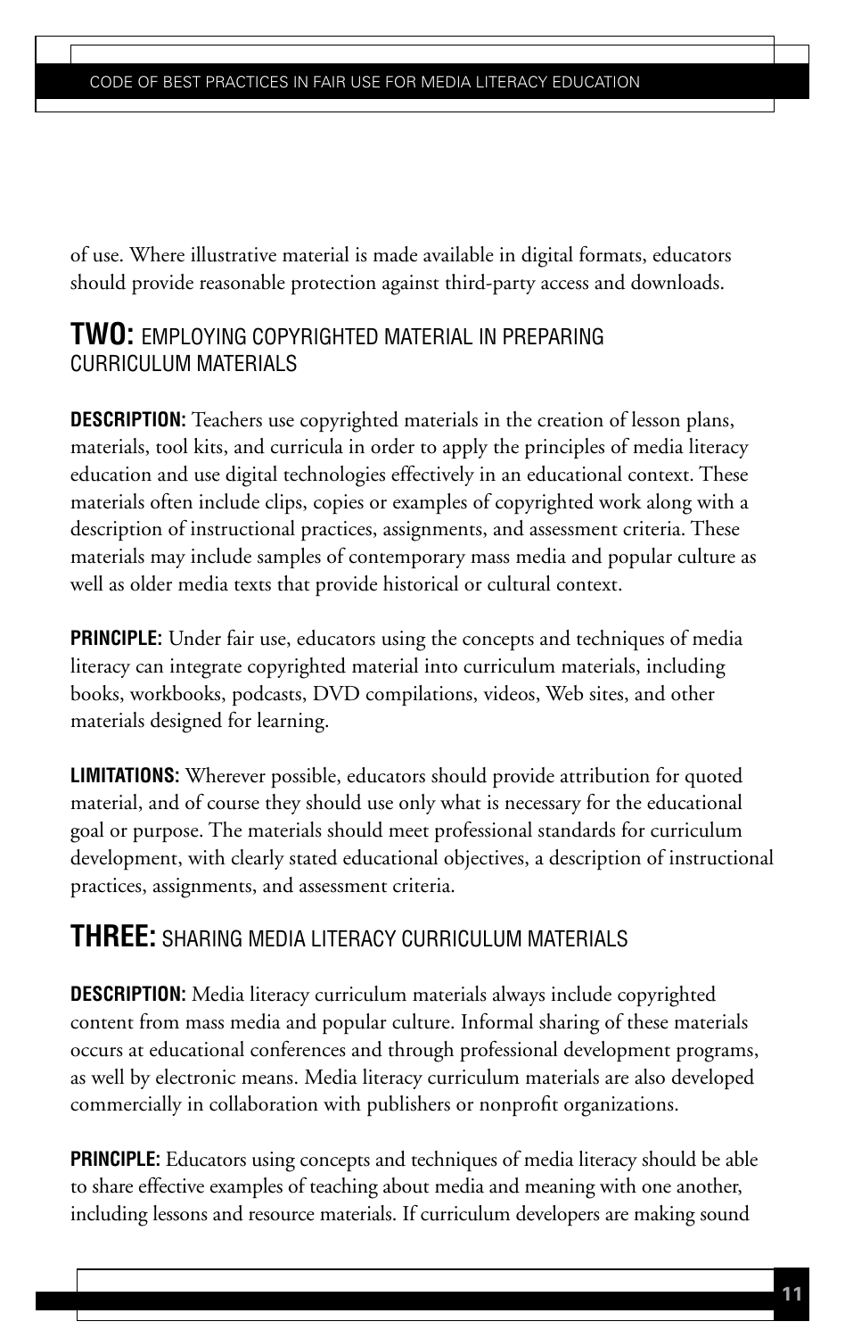of use. Where illustrative material is made available in digital formats, educators should provide reasonable protection against third-party access and downloads.

## TWO: EMPLOYING COPYRIGHTED MATERIAL IN PREPARING CURRICULUM MATERIALS

**DESCRIPTION:** Teachers use copyrighted materials in the creation of lesson plans, materials, tool kits, and curricula in order to apply the principles of media literacy education and use digital technologies effectively in an educational context. These materials often include clips, copies or examples of copyrighted work along with a description of instructional practices, assignments, and assessment criteria. These materials may include samples of contemporary mass media and popular culture as well as older media texts that provide historical or cultural context.

**PRINCIPLE:** Under fair use, educators using the concepts and techniques of media literacy can integrate copyrighted material into curriculum materials, including books, workbooks, podcasts, DVD compilations, videos, Web sites, and other materials designed for learning.

**LIMITATIONS:** Wherever possible, educators should provide attribution for quoted material, and of course they should use only what is necessary for the educational goal or purpose. The materials should meet professional standards for curriculum development, with clearly stated educational objectives, a description of instructional practices, assignments, and assessment criteria.

## THREE: SHARING MEDIA LITERACY CURRICULUM MATERIALS

**DESCRIPTION:** Media literacy curriculum materials always include copyrighted content from mass media and popular culture. Informal sharing of these materials occurs at educational conferences and through professional development programs, as well by electronic means. Media literacy curriculum materials are also developed commercially in collaboration with publishers or nonprofit organizations.

**PRINCIPLE:** Educators using concepts and techniques of media literacy should be able to share effective examples of teaching about media and meaning with one another, including lessons and resource materials. If curriculum developers are making sound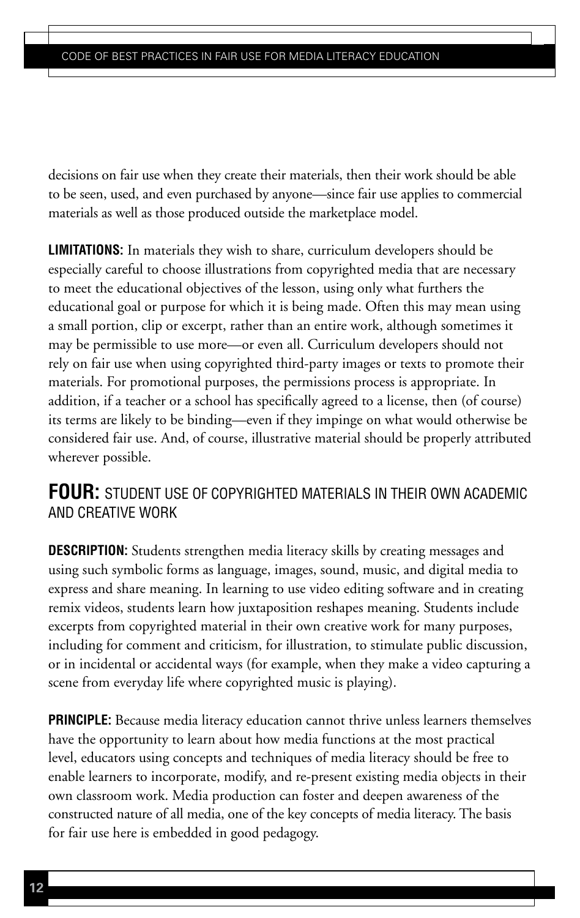decisions on fair use when they create their materials, then their work should be able to be seen, used, and even purchased by anyone—since fair use applies to commercial materials as well as those produced outside the marketplace model.

**LIMITATIONS:** In materials they wish to share, curriculum developers should be especially careful to choose illustrations from copyrighted media that are necessary to meet the educational objectives of the lesson, using only what furthers the educational goal or purpose for which it is being made. Often this may mean using a small portion, clip or excerpt, rather than an entire work, although sometimes it may be permissible to use more—or even all. Curriculum developers should not rely on fair use when using copyrighted third-party images or texts to promote their materials. For promotional purposes, the permissions process is appropriate. In addition, if a teacher or a school has specifically agreed to a license, then (of course) its terms are likely to be binding—even if they impinge on what would otherwise be considered fair use. And, of course, illustrative material should be properly attributed wherever possible.

## FOUR: STUDENT USE OF COPYRIGHTED MATERIALS IN THEIR OWN ACADEMIC AND CREATIVE WORK

**DESCRIPTION:** Students strengthen media literacy skills by creating messages and using such symbolic forms as language, images, sound, music, and digital media to express and share meaning. In learning to use video editing software and in creating remix videos, students learn how juxtaposition reshapes meaning. Students include excerpts from copyrighted material in their own creative work for many purposes, including for comment and criticism, for illustration, to stimulate public discussion, or in incidental or accidental ways (for example, when they make a video capturing a scene from everyday life where copyrighted music is playing).

**PRINCIPLE:** Because media literacy education cannot thrive unless learners themselves have the opportunity to learn about how media functions at the most practical level, educators using concepts and techniques of media literacy should be free to enable learners to incorporate, modify, and re-present existing media objects in their own classroom work. Media production can foster and deepen awareness of the constructed nature of all media, one of the key concepts of media literacy. The basis for fair use here is embedded in good pedagogy.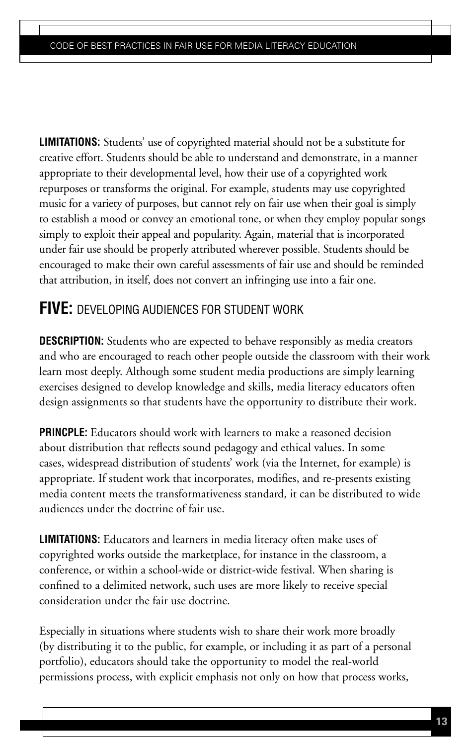**LIMITATIONS:** Students' use of copyrighted material should not be a substitute for creative effort. Students should be able to understand and demonstrate, in a manner appropriate to their developmental level, how their use of a copyrighted work repurposes or transforms the original. For example, students may use copyrighted music for a variety of purposes, but cannot rely on fair use when their goal is simply to establish a mood or convey an emotional tone, or when they employ popular songs simply to exploit their appeal and popularity. Again, material that is incorporated under fair use should be properly attributed wherever possible. Students should be encouraged to make their own careful assessments of fair use and should be reminded that attribution, in itself, does not convert an infringing use into a fair one.

## FIVE: DEVELOPING AUDIENCES FOR STUDENT WORK

**DESCRIPTION:** Students who are expected to behave responsibly as media creators and who are encouraged to reach other people outside the classroom with their work learn most deeply. Although some student media productions are simply learning exercises designed to develop knowledge and skills, media literacy educators often design assignments so that students have the opportunity to distribute their work.

**PRINCPLE:** Educators should work with learners to make a reasoned decision about distribution that reflects sound pedagogy and ethical values. In some cases, widespread distribution of students' work (via the Internet, for example) is appropriate. If student work that incorporates, modifies, and re-presents existing media content meets the transformativeness standard, it can be distributed to wide audiences under the doctrine of fair use.

**LIMITATIONS:** Educators and learners in media literacy often make uses of copyrighted works outside the marketplace, for instance in the classroom, a conference, or within a school-wide or district-wide festival. When sharing is confined to a delimited network, such uses are more likely to receive special consideration under the fair use doctrine.

Especially in situations where students wish to share their work more broadly (by distributing it to the public, for example, or including it as part of a personal portfolio), educators should take the opportunity to model the real-world permissions process, with explicit emphasis not only on how that process works,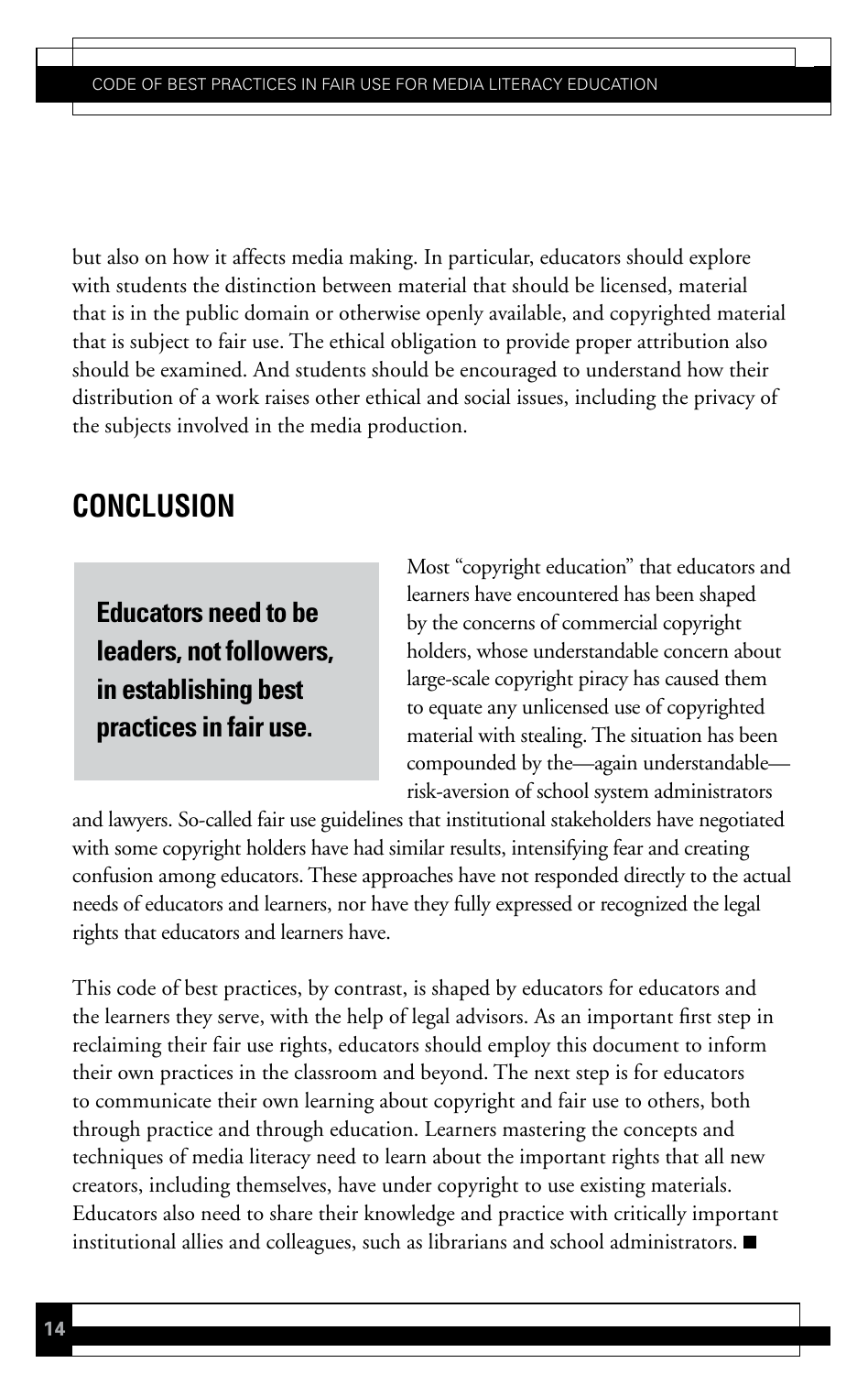but also on how it affects media making. In particular, educators should explore with students the distinction between material that should be licensed, material that is in the public domain or otherwise openly available, and copyrighted material that is subject to fair use. The ethical obligation to provide proper attribution also should be examined. And students should be encouraged to understand how their distribution of a work raises other ethical and social issues, including the privacy of the subjects involved in the media production.

## CONCLUSION

> **Educators need to be leaders, not followers, in establishing best practices in fair use.**

Most "copyright education" that educators and learners have encountered has been shaped by the concerns of commercial copyright holders, whose understandable concern about large-scale copyright piracy has caused them to equate any unlicensed use of copyrighted material with stealing. The situation has been compounded by the—again understandable—risk-aversion of school system administrators and lawyers. So-called fair use guidelines that institutional stakeholders have negotiated with some copyright holders have had similar results, intensifying fear and creating confusion among educators. These approaches have not responded directly to the actual needs of educators and learners, nor have they fully expressed or recognized the legal rights that educators and learners have.

This code of best practices, by contrast, is shaped by educators for educators and the learners they serve, with the help of legal advisors. As an important first step in reclaiming their fair use rights, educators should employ this document to inform their own practices in the classroom and beyond. The next step is for educators to communicate their own learning about copyright and fair use to others, both through practice and through education. Learners mastering the concepts and techniques of media literacy need to learn about the important rights that all new creators, including themselves, have under copyright to use existing materials. Educators also need to share their knowledge and practice with critically important institutional allies and colleagues, such as librarians and school administrators. ■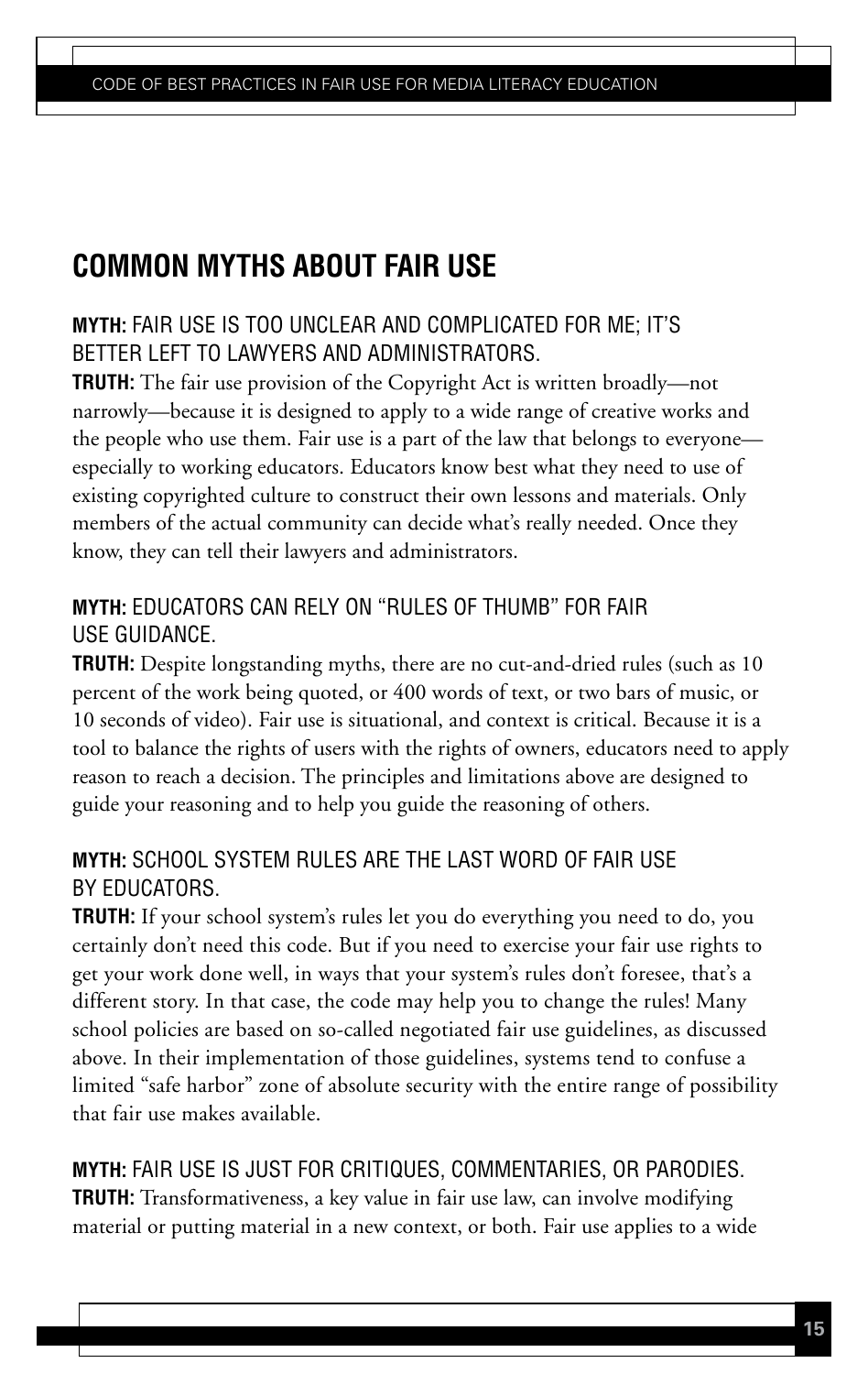## COMMON MYTHS ABOUT FAIR USE

**MYTH:** FAIR USE IS TOO UNCLEAR AND COMPLICATED FOR ME; IT'S BETTER LEFT TO LAWYERS AND ADMINISTRATORS.
**TRUTH:** The fair use provision of the Copyright Act is written broadly—not narrowly—because it is designed to apply to a wide range of creative works and the people who use them. Fair use is a part of the law that belongs to everyone—especially to working educators. Educators know best what they need to use of existing copyrighted culture to construct their own lessons and materials. Only members of the actual community can decide what's really needed. Once they know, they can tell their lawyers and administrators.

**MYTH:** EDUCATORS CAN RELY ON "RULES OF THUMB" FOR FAIR USE GUIDANCE.
**TRUTH:** Despite longstanding myths, there are no cut-and-dried rules (such as 10 percent of the work being quoted, or 400 words of text, or two bars of music, or 10 seconds of video). Fair use is situational, and context is critical. Because it is a tool to balance the rights of users with the rights of owners, educators need to apply reason to reach a decision. The principles and limitations above are designed to guide your reasoning and to help you guide the reasoning of others.

**MYTH:** SCHOOL SYSTEM RULES ARE THE LAST WORD OF FAIR USE BY EDUCATORS.
**TRUTH:** If your school system's rules let you do everything you need to do, you certainly don't need this code. But if you need to exercise your fair use rights to get your work done well, in ways that your system's rules don't foresee, that's a different story. In that case, the code may help you to change the rules! Many school policies are based on so-called negotiated fair use guidelines, as discussed above. In their implementation of those guidelines, systems tend to confuse a limited "safe harbor" zone of absolute security with the entire range of possibility that fair use makes available.

**MYTH:** FAIR USE IS JUST FOR CRITIQUES, COMMENTARIES, OR PARODIES.
**TRUTH:** Transformativeness, a key value in fair use law, can involve modifying material or putting material in a new context, or both. Fair use applies to a wide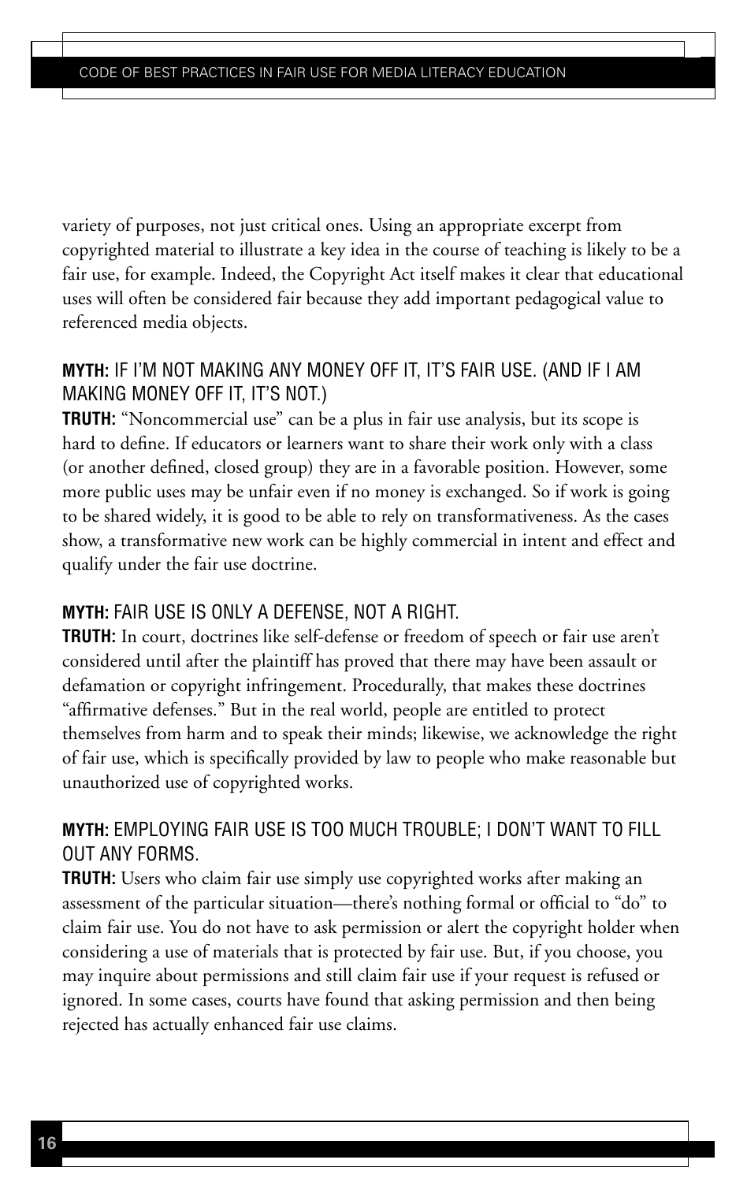variety of purposes, not just critical ones. Using an appropriate excerpt from copyrighted material to illustrate a key idea in the course of teaching is likely to be a fair use, for example. Indeed, the Copyright Act itself makes it clear that educational uses will often be considered fair because they add important pedagogical value to referenced media objects.

**MYTH:** IF I'M NOT MAKING ANY MONEY OFF IT, IT'S FAIR USE. (AND IF I AM MAKING MONEY OFF IT, IT'S NOT.)

**TRUTH:** "Noncommercial use" can be a plus in fair use analysis, but its scope is hard to define. If educators or learners want to share their work only with a class (or another defined, closed group) they are in a favorable position. However, some more public uses may be unfair even if no money is exchanged. So if work is going to be shared widely, it is good to be able to rely on transformativeness. As the cases show, a transformative new work can be highly commercial in intent and effect and qualify under the fair use doctrine.

**MYTH:** FAIR USE IS ONLY A DEFENSE, NOT A RIGHT.

**TRUTH:** In court, doctrines like self-defense or freedom of speech or fair use aren't considered until after the plaintiff has proved that there may have been assault or defamation or copyright infringement. Procedurally, that makes these doctrines "affirmative defenses." But in the real world, people are entitled to protect themselves from harm and to speak their minds; likewise, we acknowledge the right of fair use, which is specifically provided by law to people who make reasonable but unauthorized use of copyrighted works.

**MYTH:** EMPLOYING FAIR USE IS TOO MUCH TROUBLE; I DON'T WANT TO FILL OUT ANY FORMS.

**TRUTH:** Users who claim fair use simply use copyrighted works after making an assessment of the particular situation—there's nothing formal or official to "do" to claim fair use. You do not have to ask permission or alert the copyright holder when considering a use of materials that is protected by fair use. But, if you choose, you may inquire about permissions and still claim fair use if your request is refused or ignored. In some cases, courts have found that asking permission and then being rejected has actually enhanced fair use claims.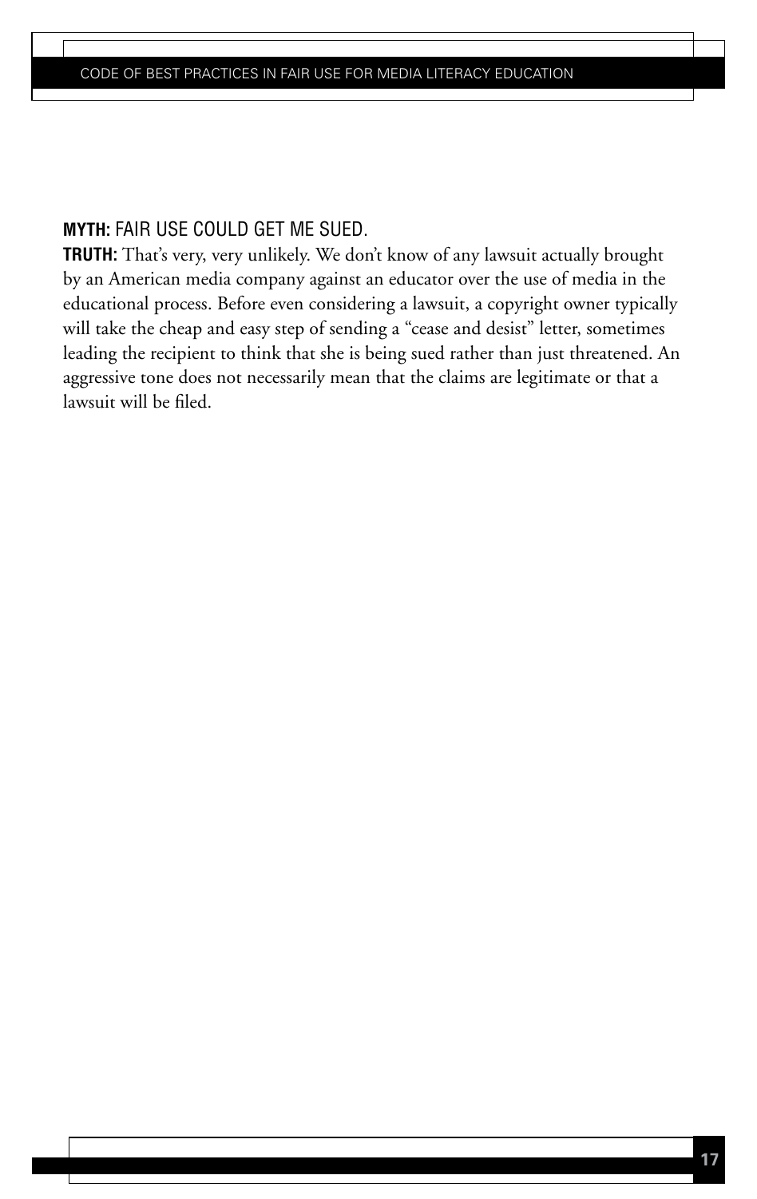**MYTH:** FAIR USE COULD GET ME SUED.

**TRUTH:** That's very, very unlikely. We don't know of any lawsuit actually brought by an American media company against an educator over the use of media in the educational process. Before even considering a lawsuit, a copyright owner typically will take the cheap and easy step of sending a "cease and desist" letter, sometimes leading the recipient to think that she is being sued rather than just threatened. An aggressive tone does not necessarily mean that the claims are legitimate or that a lawsuit will be filed.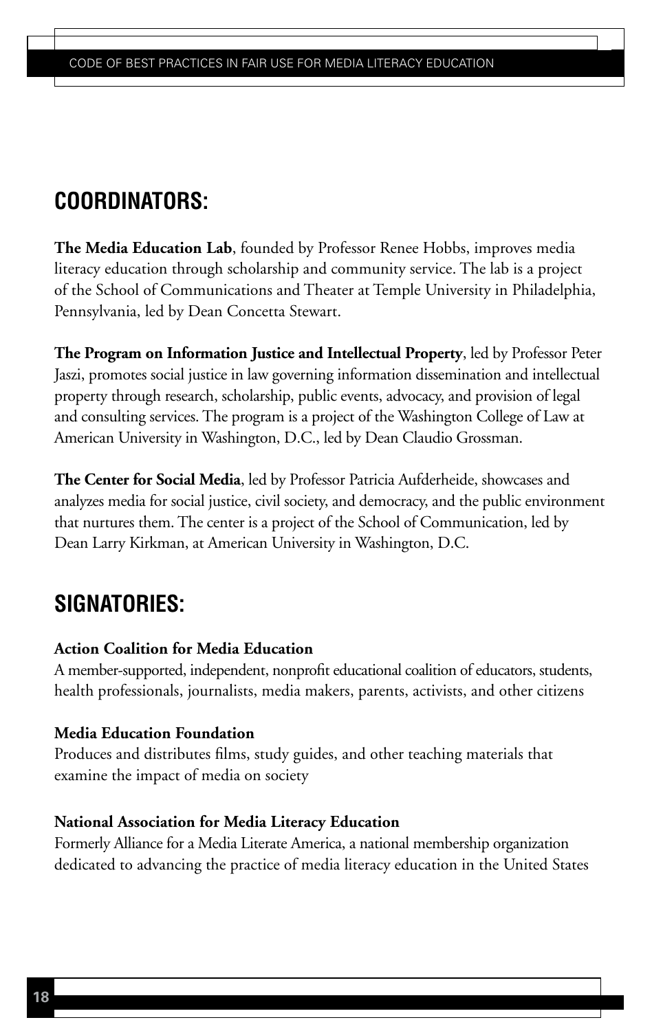## COORDINATORS:

**The Media Education Lab**, founded by Professor Renee Hobbs, improves media literacy education through scholarship and community service. The lab is a project of the School of Communications and Theater at Temple University in Philadelphia, Pennsylvania, led by Dean Concetta Stewart.

**The Program on Information Justice and Intellectual Property**, led by Professor Peter Jaszi, promotes social justice in law governing information dissemination and intellectual property through research, scholarship, public events, advocacy, and provision of legal and consulting services. The program is a project of the Washington College of Law at American University in Washington, D.C., led by Dean Claudio Grossman.

**The Center for Social Media**, led by Professor Patricia Aufderheide, showcases and analyzes media for social justice, civil society, and democracy, and the public environment that nurtures them. The center is a project of the School of Communication, led by Dean Larry Kirkman, at American University in Washington, D.C.

## SIGNATORIES:

**Action Coalition for Media Education**
A member-supported, independent, nonprofit educational coalition of educators, students, health professionals, journalists, media makers, parents, activists, and other citizens

**Media Education Foundation**
Produces and distributes films, study guides, and other teaching materials that examine the impact of media on society

**National Association for Media Literacy Education**
Formerly Alliance for a Media Literate America, a national membership organization dedicated to advancing the practice of media literacy education in the United States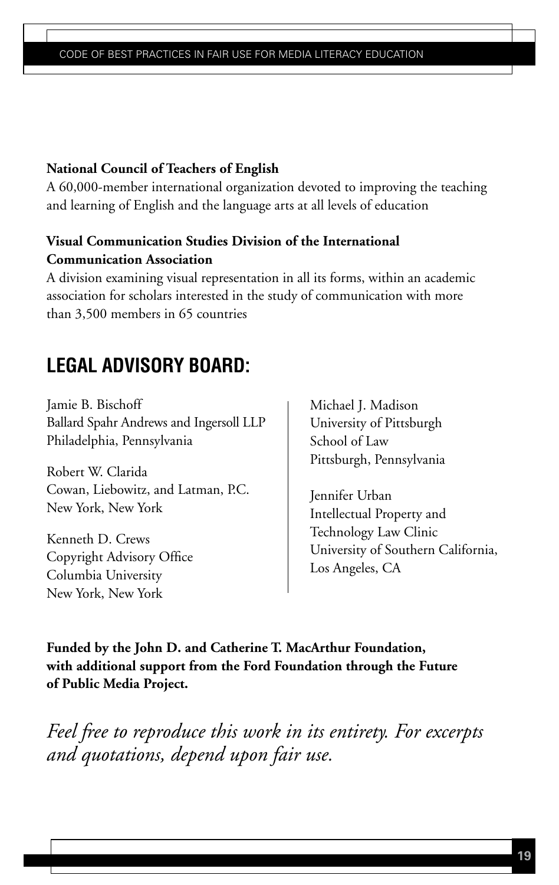**National Council of Teachers of English**
A 60,000-member international organization devoted to improving the teaching and learning of English and the language arts at all levels of education

**Visual Communication Studies Division of the International Communication Association**
A division examining visual representation in all its forms, within an academic association for scholars interested in the study of communication with more than 3,500 members in 65 countries

## LEGAL ADVISORY BOARD:

Jamie B. Bischoff
Ballard Spahr Andrews and Ingersoll LLP
Philadelphia, Pennsylvania

Robert W. Clarida
Cowan, Liebowitz, and Latman, P.C.
New York, New York

Kenneth D. Crews
Copyright Advisory Office
Columbia University
New York, New York

Michael J. Madison
University of Pittsburgh
School of Law
Pittsburgh, Pennsylvania

Jennifer Urban
Intellectual Property and
Technology Law Clinic
University of Southern California,
Los Angeles, CA

**Funded by the John D. and Catherine T. MacArthur Foundation, with additional support from the Ford Foundation through the Future of Public Media Project.**

*Feel free to reproduce this work in its entirety. For excerpts and quotations, depend upon fair use.*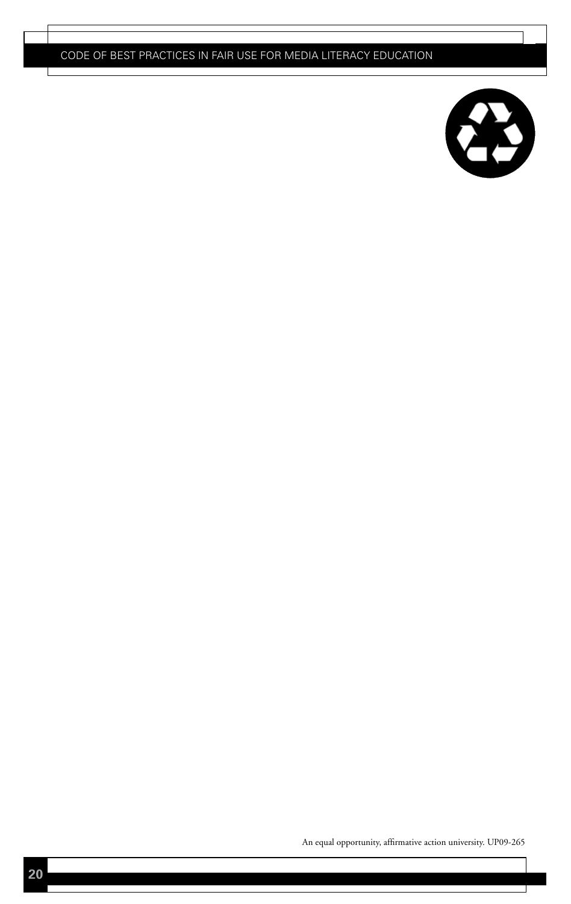An equal opportunity, affirmative action university. UP09-265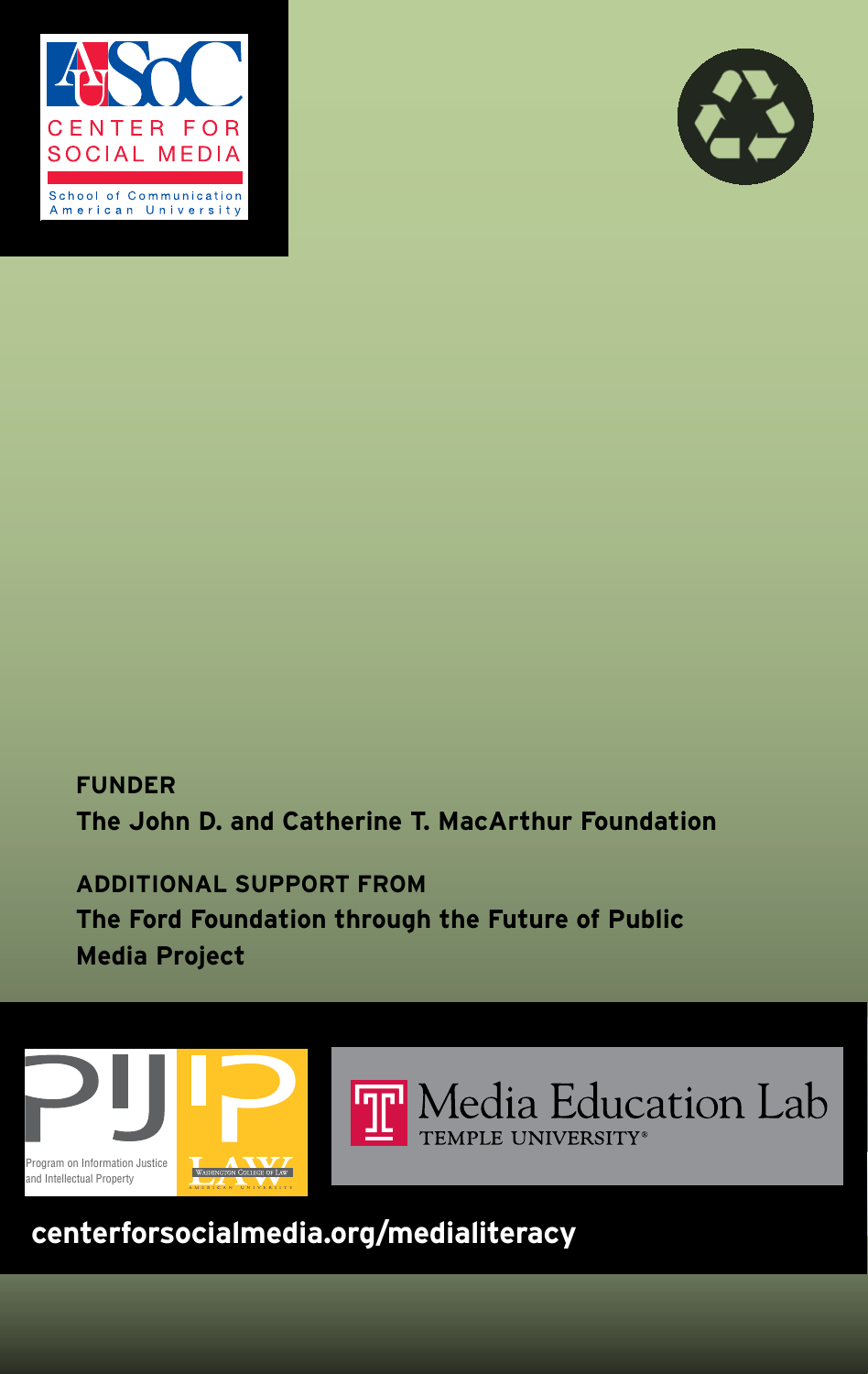CENTER FOR SOCIAL MEDIA

School of Communication
American University

**FUNDER**

**The John D. and Catherine T. MacArthur Foundation**

**ADDITIONAL SUPPORT FROM**

**The Ford Foundation through the Future of Public Media Project**

Program on Information Justice and Intellectual Property

Washington College of Law
American University

Media Education Lab
Temple University®

**centerforsocialmedia.org/medialiteracy**